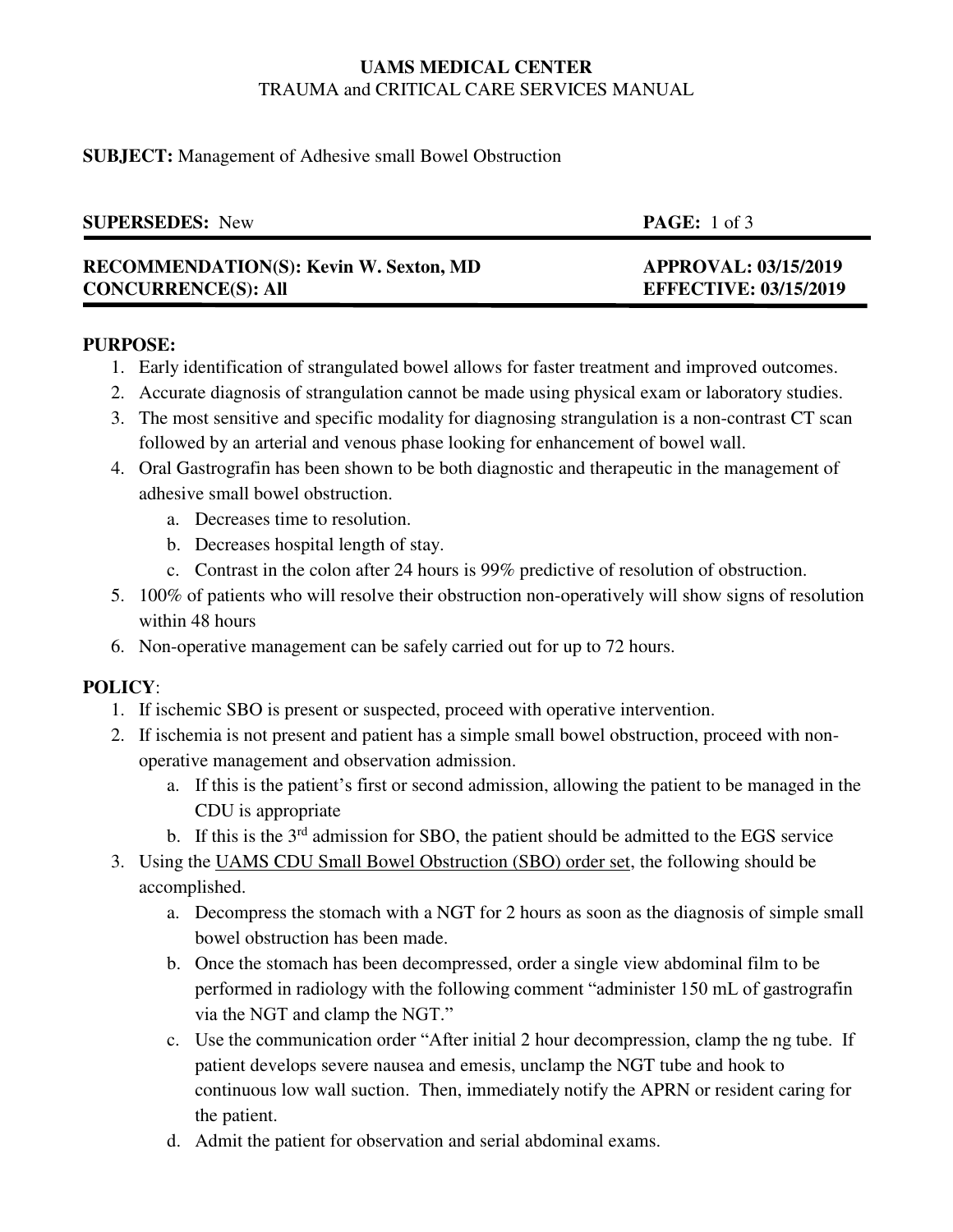**UAMS MEDICAL CENTER**

TRAUMA and CRITICAL CARE SERVICES MANUAL

**SUBJECT:** Management of Adhesive small Bowel Obstruction

| **SUPERSEDES:** New | **PAGE:** 1 of 3 |
|---|---|
| **RECOMMENDATION(S): Kevin W. Sexton, MD** | **APPROVAL: 03/15/2019** |
| **CONCURRENCE(S): All** | **EFFECTIVE: 03/15/2019** |

**PURPOSE:**

1. Early identification of strangulated bowel allows for faster treatment and improved outcomes.
2. Accurate diagnosis of strangulation cannot be made using physical exam or laboratory studies.
3. The most sensitive and specific modality for diagnosing strangulation is a non-contrast CT scan followed by an arterial and venous phase looking for enhancement of bowel wall.
4. Oral Gastrografin has been shown to be both diagnostic and therapeutic in the management of adhesive small bowel obstruction.
   a. Decreases time to resolution.
   b. Decreases hospital length of stay.
   c. Contrast in the colon after 24 hours is 99% predictive of resolution of obstruction.
5. 100% of patients who will resolve their obstruction non-operatively will show signs of resolution within 48 hours
6. Non-operative management can be safely carried out for up to 72 hours.

**POLICY**:

1. If ischemic SBO is present or suspected, proceed with operative intervention.
2. If ischemia is not present and patient has a simple small bowel obstruction, proceed with non-operative management and observation admission.
   a. If this is the patient's first or second admission, allowing the patient to be managed in the CDU is appropriate
   b. If this is the 3rd admission for SBO, the patient should be admitted to the EGS service
3. Using the UAMS CDU Small Bowel Obstruction (SBO) order set, the following should be accomplished.
   a. Decompress the stomach with a NGT for 2 hours as soon as the diagnosis of simple small bowel obstruction has been made.
   b. Once the stomach has been decompressed, order a single view abdominal film to be performed in radiology with the following comment "administer 150 mL of gastrografin via the NGT and clamp the NGT."
   c. Use the communication order "After initial 2 hour decompression, clamp the ng tube. If patient develops severe nausea and emesis, unclamp the NGT tube and hook to continuous low wall suction. Then, immediately notify the APRN or resident caring for the patient.
   d. Admit the patient for observation and serial abdominal exams.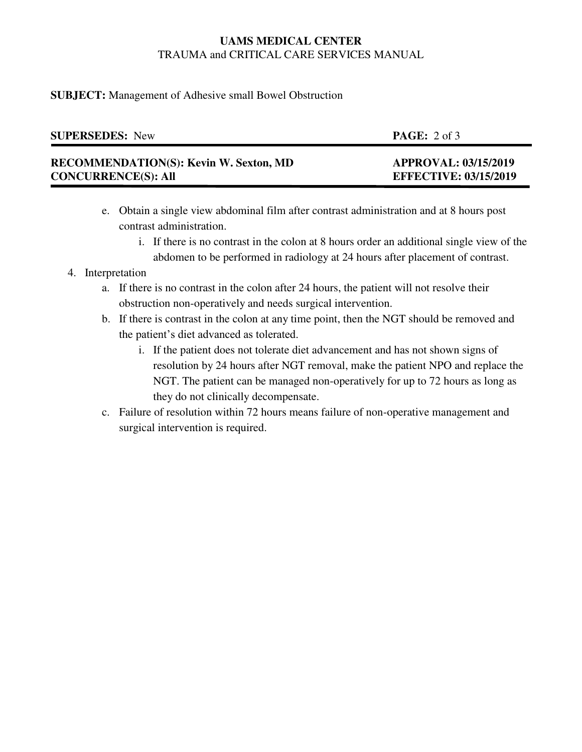e. Obtain a single view abdominal film after contrast administration and at 8 hours post contrast administration.

   i. If there is no contrast in the colon at 8 hours order an additional single view of the abdomen to be performed in radiology at 24 hours after placement of contrast.

4. Interpretation

   a. If there is no contrast in the colon after 24 hours, the patient will not resolve their obstruction non-operatively and needs surgical intervention.

   b. If there is contrast in the colon at any time point, then the NGT should be removed and the patient's diet advanced as tolerated.

      i. If the patient does not tolerate diet advancement and has not shown signs of resolution by 24 hours after NGT removal, make the patient NPO and replace the NGT. The patient can be managed non-operatively for up to 72 hours as long as they do not clinically decompensate.

   c. Failure of resolution within 72 hours means failure of non-operative management and surgical intervention is required.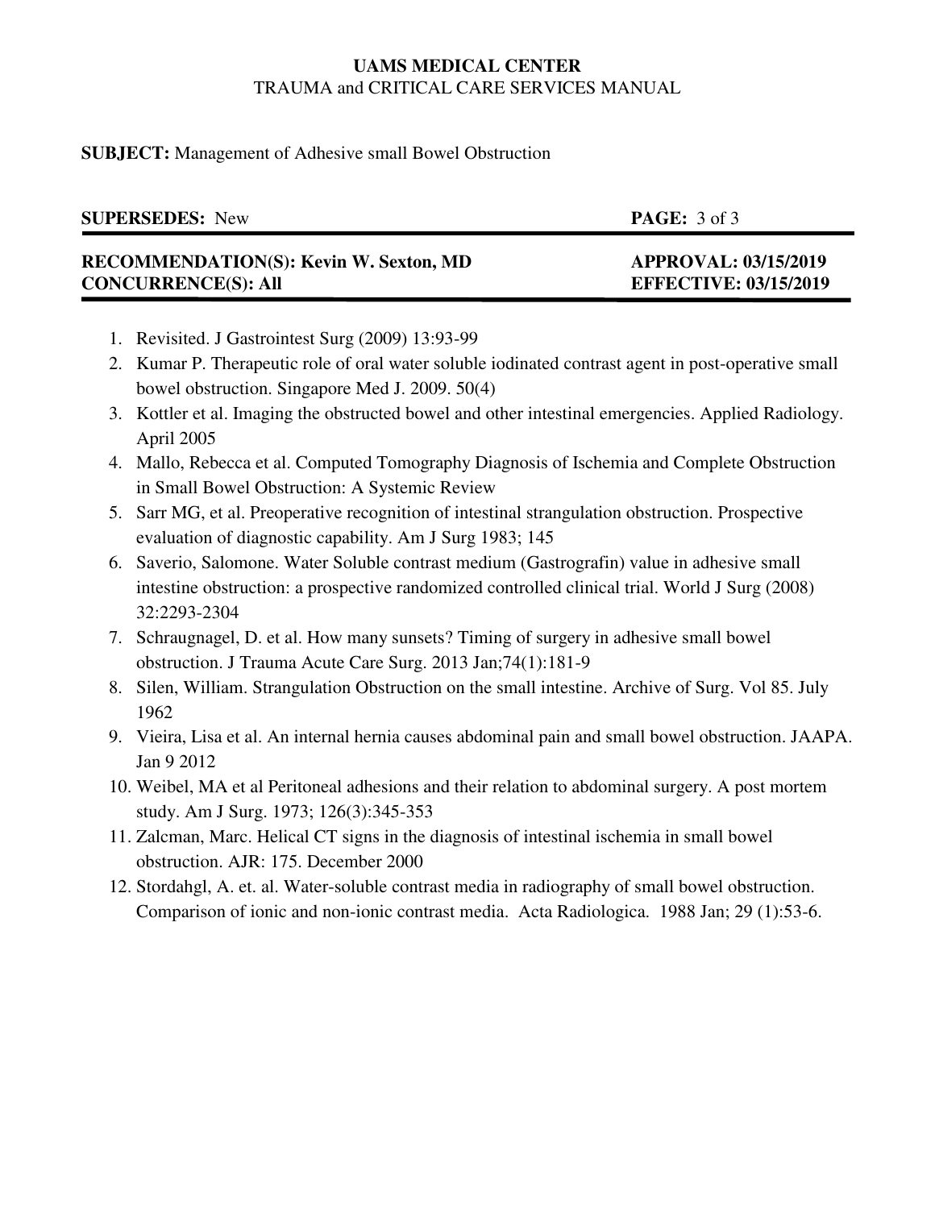**SUBJECT:** Management of Adhesive small Bowel Obstruction

| **SUPERSEDES:** New | **PAGE:** 3 of 3 |
| --- | --- |
| **RECOMMENDATION(S): Kevin W. Sexton, MD** | **APPROVAL: 03/15/2019** |
| **CONCURRENCE(S): All** | **EFFECTIVE: 03/15/2019** |

1. Revisited. J Gastrointest Surg (2009) 13:93-99
2. Kumar P. Therapeutic role of oral water soluble iodinated contrast agent in post-operative small bowel obstruction. Singapore Med J. 2009. 50(4)
3. Kottler et al. Imaging the obstructed bowel and other intestinal emergencies. Applied Radiology. April 2005
4. Mallo, Rebecca et al. Computed Tomography Diagnosis of Ischemia and Complete Obstruction in Small Bowel Obstruction: A Systemic Review
5. Sarr MG, et al. Preoperative recognition of intestinal strangulation obstruction. Prospective evaluation of diagnostic capability. Am J Surg 1983; 145
6. Saverio, Salomone. Water Soluble contrast medium (Gastrografin) value in adhesive small intestine obstruction: a prospective randomized controlled clinical trial. World J Surg (2008) 32:2293-2304
7. Schraugnagel, D. et al. How many sunsets? Timing of surgery in adhesive small bowel obstruction. J Trauma Acute Care Surg. 2013 Jan;74(1):181-9
8. Silen, William. Strangulation Obstruction on the small intestine. Archive of Surg. Vol 85. July 1962
9. Vieira, Lisa et al. An internal hernia causes abdominal pain and small bowel obstruction. JAAPA. Jan 9 2012
10. Weibel, MA et al Peritoneal adhesions and their relation to abdominal surgery. A post mortem study. Am J Surg. 1973; 126(3):345-353
11. Zalcman, Marc. Helical CT signs in the diagnosis of intestinal ischemia in small bowel obstruction. AJR: 175. December 2000
12. Stordahgl, A. et. al. Water-soluble contrast media in radiography of small bowel obstruction. Comparison of ionic and non-ionic contrast media. Acta Radiologica. 1988 Jan; 29 (1):53-6.